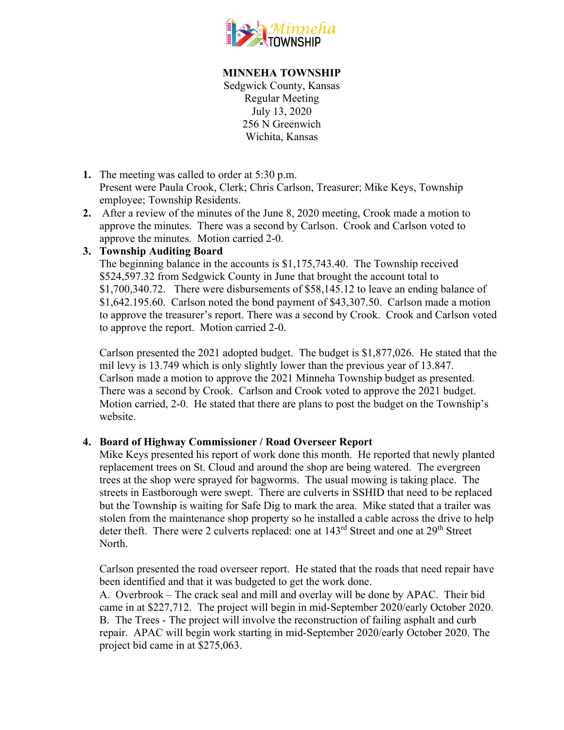**MINNEHA TOWNSHIP**
Sedgwick County, Kansas
Regular Meeting
July 13, 2020
256 N Greenwich
Wichita, Kansas

1. The meeting was called to order at 5:30 p.m.
   Present were Paula Crook, Clerk; Chris Carlson, Treasurer; Mike Keys, Township employee; Township Residents.
2. After a review of the minutes of the June 8, 2020 meeting, Crook made a motion to approve the minutes. There was a second by Carlson. Crook and Carlson voted to approve the minutes. Motion carried 2-0.
3. **Township Auditing Board**
   The beginning balance in the accounts is $1,175,743.40. The Township received $524,597.32 from Sedgwick County in June that brought the account total to $1,700,340.72. There were disbursements of $58,145.12 to leave an ending balance of $1,642.195.60. Carlson noted the bond payment of $43,307.50. Carlson made a motion to approve the treasurer's report. There was a second by Crook. Crook and Carlson voted to approve the report. Motion carried 2-0.

   Carlson presented the 2021 adopted budget. The budget is $1,877,026. He stated that the mil levy is 13.749 which is only slightly lower than the previous year of 13.847. Carlson made a motion to approve the 2021 Minneha Township budget as presented. There was a second by Crook. Carlson and Crook voted to approve the 2021 budget. Motion carried, 2-0. He stated that there are plans to post the budget on the Township's website.

4. **Board of Highway Commissioner / Road Overseer Report**
   Mike Keys presented his report of work done this month. He reported that newly planted replacement trees on St. Cloud and around the shop are being watered. The evergreen trees at the shop were sprayed for bagworms. The usual mowing is taking place. The streets in Eastborough were swept. There are culverts in SSHID that need to be replaced but the Township is waiting for Safe Dig to mark the area. Mike stated that a trailer was stolen from the maintenance shop property so he installed a cable across the drive to help deter theft. There were 2 culverts replaced: one at 143rd Street and one at 29th Street North.

   Carlson presented the road overseer report. He stated that the roads that need repair have been identified and that it was budgeted to get the work done.
   A. Overbrook – The crack seal and mill and overlay will be done by APAC. Their bid came in at $227,712. The project will begin in mid-September 2020/early October 2020.
   B. The Trees - The project will involve the reconstruction of failing asphalt and curb repair. APAC will begin work starting in mid-September 2020/early October 2020. The project bid came in at $275,063.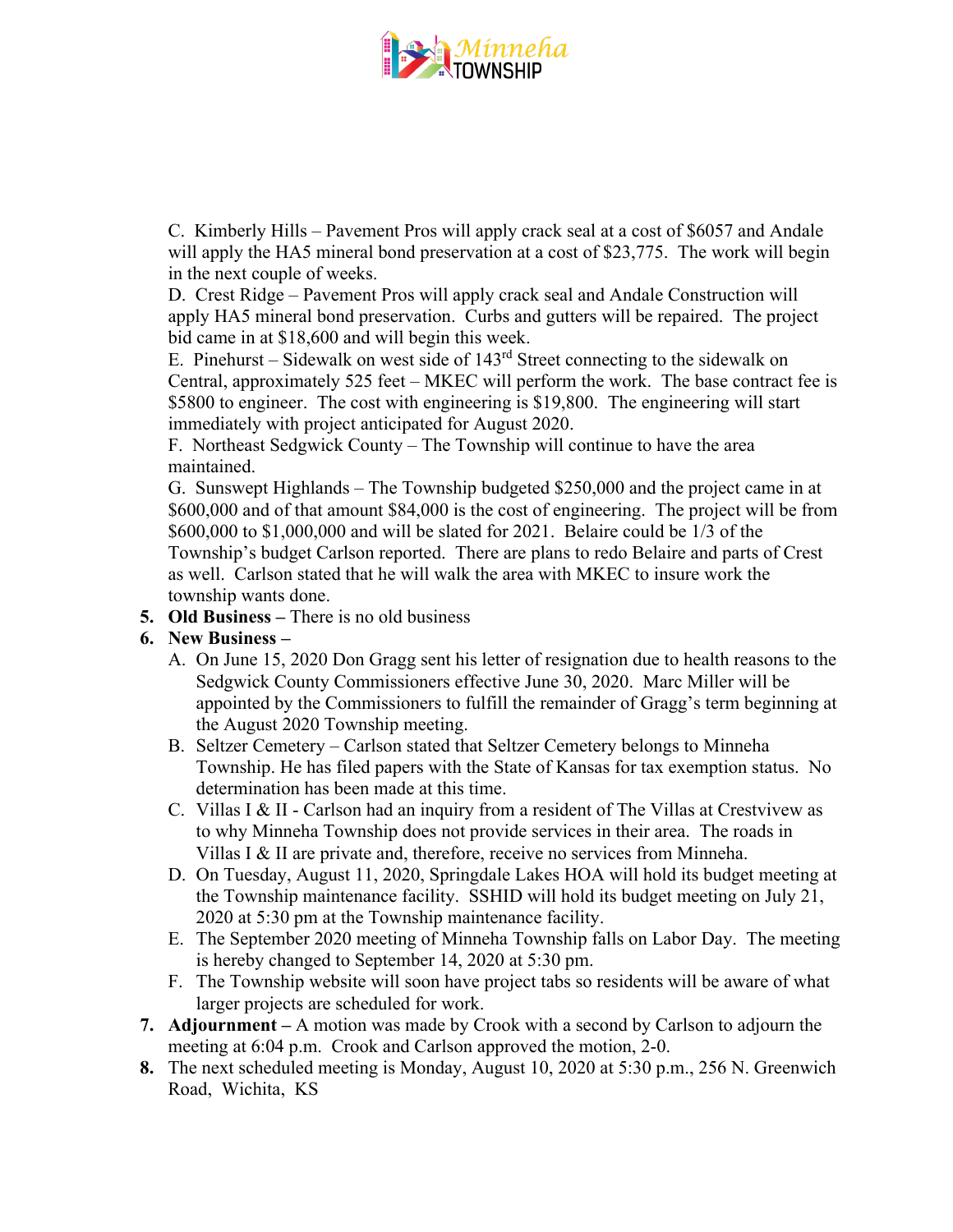C. Kimberly Hills – Pavement Pros will apply crack seal at a cost of $6057 and Andale will apply the HA5 mineral bond preservation at a cost of $23,775. The work will begin in the next couple of weeks.
D. Crest Ridge – Pavement Pros will apply crack seal and Andale Construction will apply HA5 mineral bond preservation. Curbs and gutters will be repaired. The project bid came in at $18,600 and will begin this week.
E. Pinehurst – Sidewalk on west side of 143rd Street connecting to the sidewalk on Central, approximately 525 feet – MKEC will perform the work. The base contract fee is $5800 to engineer. The cost with engineering is $19,800. The engineering will start immediately with project anticipated for August 2020.
F. Northeast Sedgwick County – The Township will continue to have the area maintained.
G. Sunswept Highlands – The Township budgeted $250,000 and the project came in at $600,000 and of that amount $84,000 is the cost of engineering. The project will be from $600,000 to $1,000,000 and will be slated for 2021. Belaire could be 1/3 of the Township's budget Carlson reported. There are plans to redo Belaire and parts of Crest as well. Carlson stated that he will walk the area with MKEC to insure work the township wants done.

5. **Old Business –** There is no old business
6. **New Business –**
   A. On June 15, 2020 Don Gragg sent his letter of resignation due to health reasons to the Sedgwick County Commissioners effective June 30, 2020. Marc Miller will be appointed by the Commissioners to fulfill the remainder of Gragg's term beginning at the August 2020 Township meeting.
   B. Seltzer Cemetery – Carlson stated that Seltzer Cemetery belongs to Minneha Township. He has filed papers with the State of Kansas for tax exemption status. No determination has been made at this time.
   C. Villas I & II - Carlson had an inquiry from a resident of The Villas at Crestvivew as to why Minneha Township does not provide services in their area. The roads in Villas I & II are private and, therefore, receive no services from Minneha.
   D. On Tuesday, August 11, 2020, Springdale Lakes HOA will hold its budget meeting at the Township maintenance facility. SSHID will hold its budget meeting on July 21, 2020 at 5:30 pm at the Township maintenance facility.
   E. The September 2020 meeting of Minneha Township falls on Labor Day. The meeting is hereby changed to September 14, 2020 at 5:30 pm.
   F. The Township website will soon have project tabs so residents will be aware of what larger projects are scheduled for work.
7. **Adjournment –** A motion was made by Crook with a second by Carlson to adjourn the meeting at 6:04 p.m. Crook and Carlson approved the motion, 2-0.
8. The next scheduled meeting is Monday, August 10, 2020 at 5:30 p.m., 256 N. Greenwich Road, Wichita, KS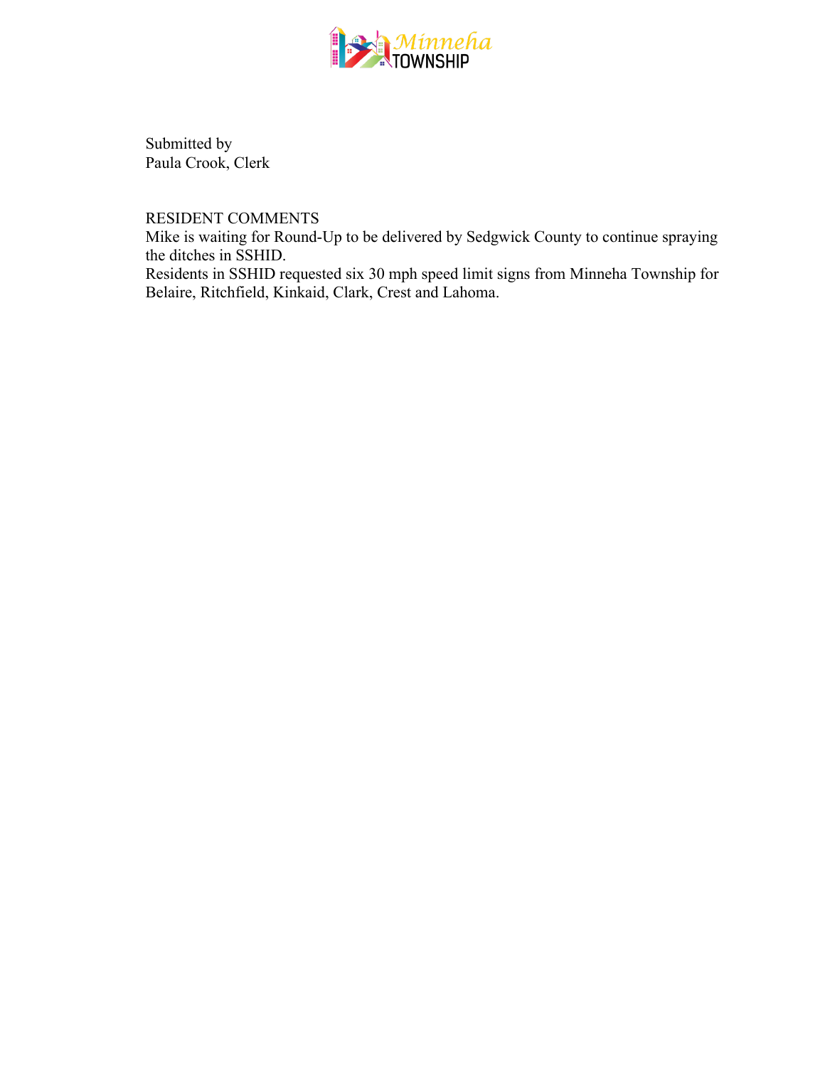Submitted by
Paula Crook, Clerk

RESIDENT COMMENTS
Mike is waiting for Round-Up to be delivered by Sedgwick County to continue spraying the ditches in SSHID.
Residents in SSHID requested six 30 mph speed limit signs from Minneha Township for Belaire, Ritchfield, Kinkaid, Clark, Crest and Lahoma.